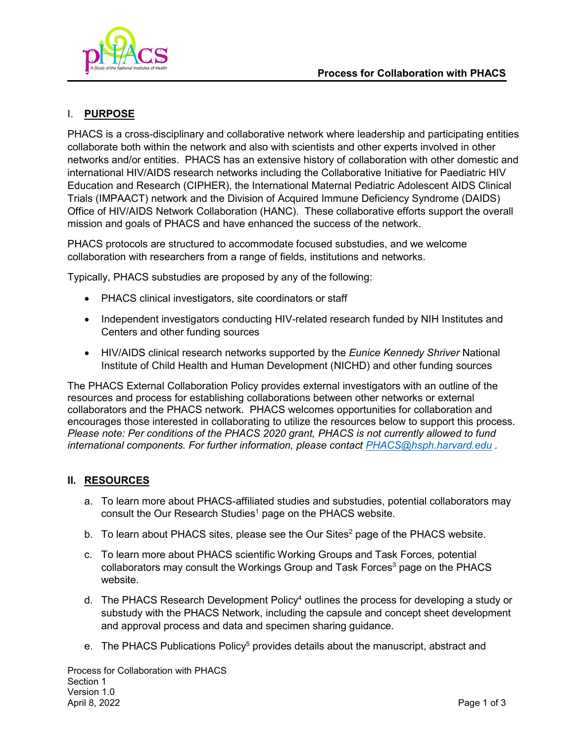# Process for Collaboration with PHACS

## I. PURPOSE

PHACS is a cross-disciplinary and collaborative network where leadership and participating entities collaborate both within the network and also with scientists and other experts involved in other networks and/or entities. PHACS has an extensive history of collaboration with other domestic and international HIV/AIDS research networks including the Collaborative Initiative for Paediatric HIV Education and Research (CIPHER), the International Maternal Pediatric Adolescent AIDS Clinical Trials (IMPAACT) network and the Division of Acquired Immune Deficiency Syndrome (DAIDS) Office of HIV/AIDS Network Collaboration (HANC). These collaborative efforts support the overall mission and goals of PHACS and have enhanced the success of the network.

PHACS protocols are structured to accommodate focused substudies, and we welcome collaboration with researchers from a range of fields, institutions and networks.

Typically, PHACS substudies are proposed by any of the following:

- PHACS clinical investigators, site coordinators or staff
- Independent investigators conducting HIV-related research funded by NIH Institutes and Centers and other funding sources
- HIV/AIDS clinical research networks supported by the *Eunice Kennedy Shriver* National Institute of Child Health and Human Development (NICHD) and other funding sources

The PHACS External Collaboration Policy provides external investigators with an outline of the resources and process for establishing collaborations between other networks or external collaborators and the PHACS network. PHACS welcomes opportunities for collaboration and encourages those interested in collaborating to utilize the resources below to support this process. *Please note: Per conditions of the PHACS 2020 grant, PHACS is not currently allowed to fund international components. For further information, please contact PHACS@hsph.harvard.edu .*

## II. RESOURCES

a. To learn more about PHACS-affiliated studies and substudies, potential collaborators may consult the Our Research Studies[1] page on the PHACS website.

b. To learn about PHACS sites, please see the Our Sites[2] page of the PHACS website.

c. To learn more about PHACS scientific Working Groups and Task Forces, potential collaborators may consult the Workings Group and Task Forces[3] page on the PHACS website.

d. The PHACS Research Development Policy[4] outlines the process for developing a study or substudy with the PHACS Network, including the capsule and concept sheet development and approval process and data and specimen sharing guidance.

e. The PHACS Publications Policy[5] provides details about the manuscript, abstract and

Process for Collaboration with PHACS
Section 1
Version 1.0
April 8, 2022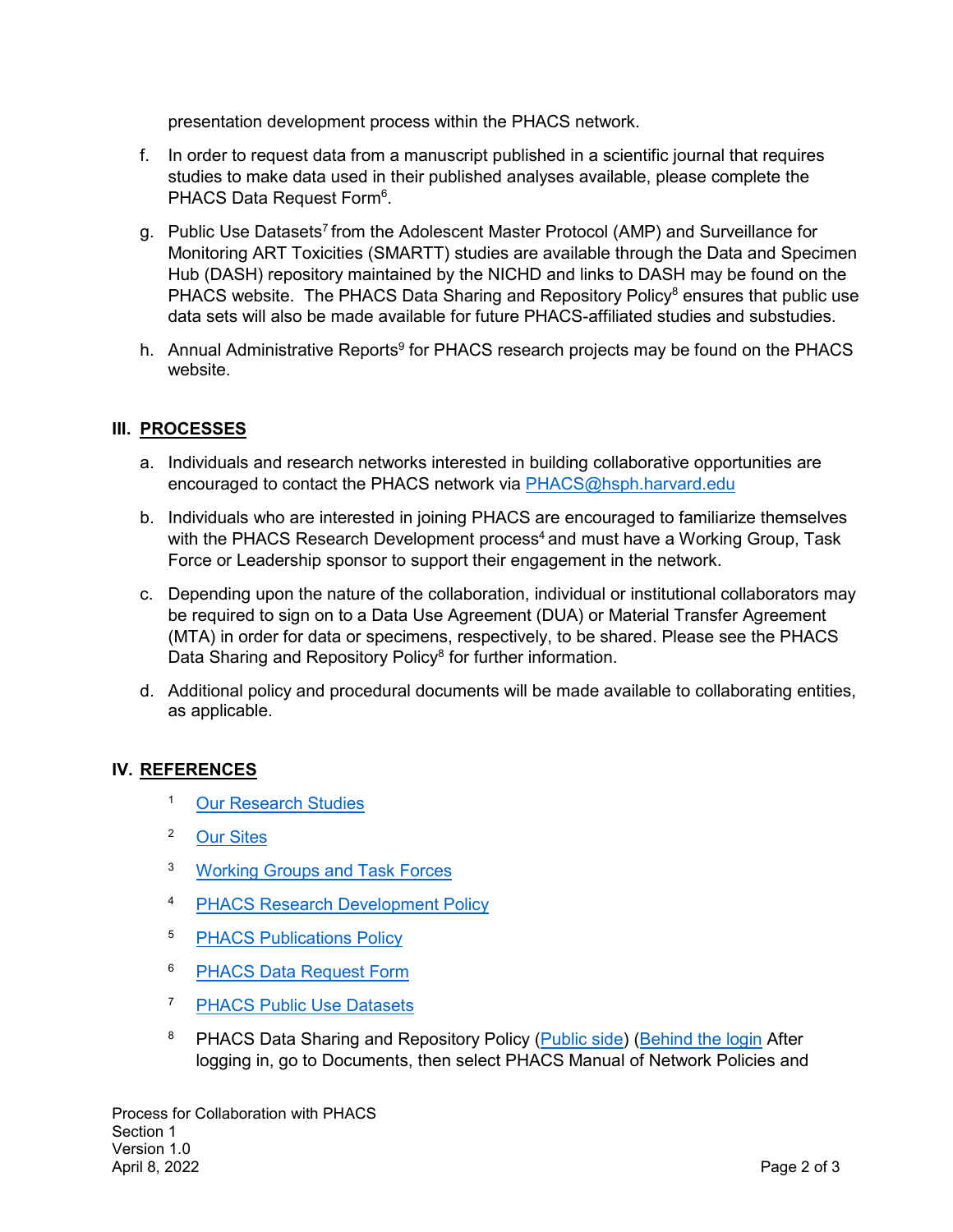presentation development process within the PHACS network.

f. In order to request data from a manuscript published in a scientific journal that requires studies to make data used in their published analyses available, please complete the PHACS Data Request Form[6].

g. Public Use Datasets[7] from the Adolescent Master Protocol (AMP) and Surveillance for Monitoring ART Toxicities (SMARTT) studies are available through the Data and Specimen Hub (DASH) repository maintained by the NICHD and links to DASH may be found on the PHACS website. The PHACS Data Sharing and Repository Policy[8] ensures that public use data sets will also be made available for future PHACS-affiliated studies and substudies.

h. Annual Administrative Reports[9] for PHACS research projects may be found on the PHACS website.

## III. PROCESSES

a. Individuals and research networks interested in building collaborative opportunities are encouraged to contact the PHACS network via PHACS@hsph.harvard.edu

b. Individuals who are interested in joining PHACS are encouraged to familiarize themselves with the PHACS Research Development process[4] and must have a Working Group, Task Force or Leadership sponsor to support their engagement in the network.

c. Depending upon the nature of the collaboration, individual or institutional collaborators may be required to sign on to a Data Use Agreement (DUA) or Material Transfer Agreement (MTA) in order for data or specimens, respectively, to be shared. Please see the PHACS Data Sharing and Repository Policy[8] for further information.

d. Additional policy and procedural documents will be made available to collaborating entities, as applicable.

## IV. REFERENCES

1. Our Research Studies
2. Our Sites
3. Working Groups and Task Forces
4. PHACS Research Development Policy
5. PHACS Publications Policy
6. PHACS Data Request Form
7. PHACS Public Use Datasets
8. PHACS Data Sharing and Repository Policy (Public side) (Behind the login After logging in, go to Documents, then select PHACS Manual of Network Policies and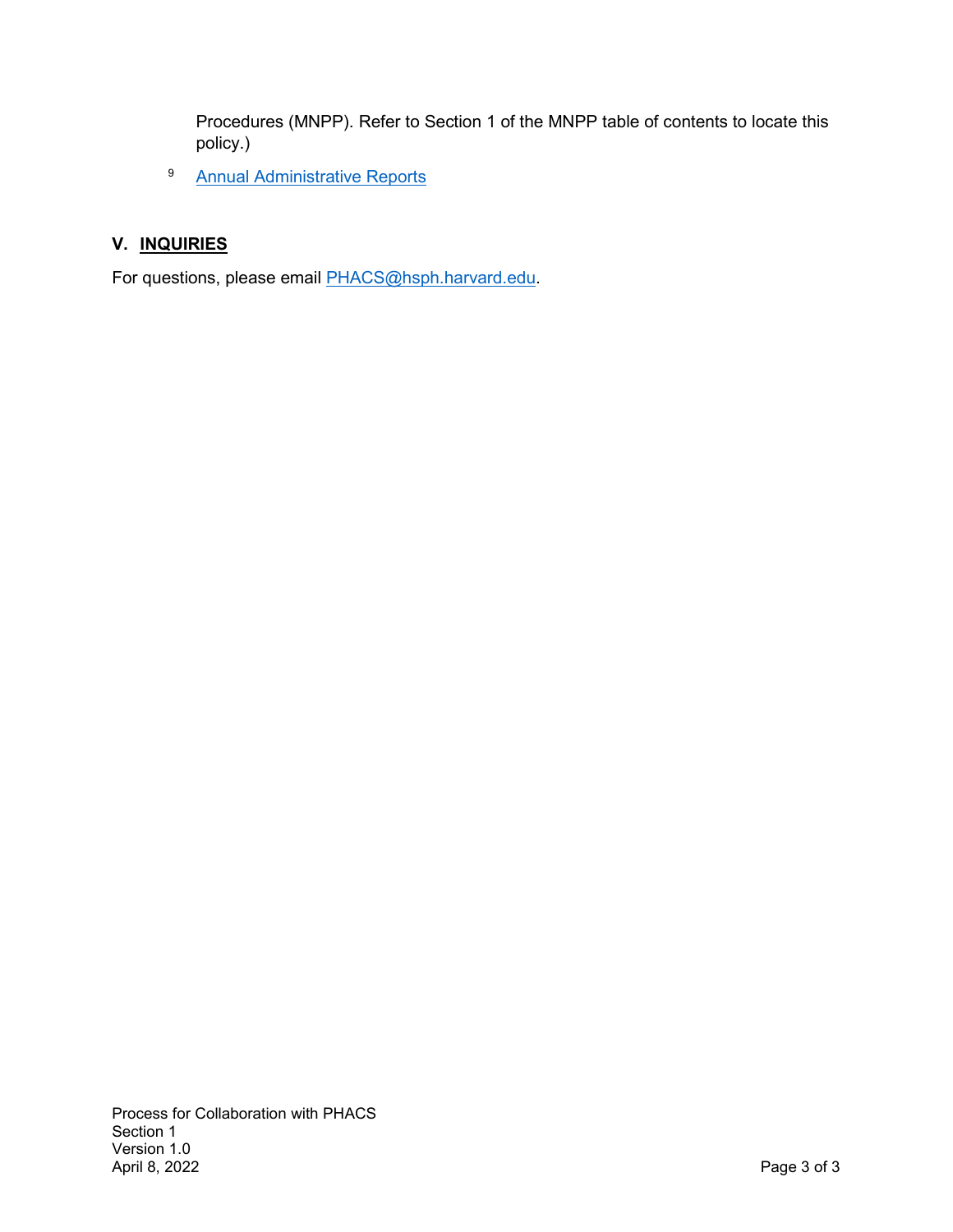Procedures (MNPP). Refer to Section 1 of the MNPP table of contents to locate this policy.)

[9] Annual Administrative Reports

## V. INQUIRIES

For questions, please email PHACS@hsph.harvard.edu.